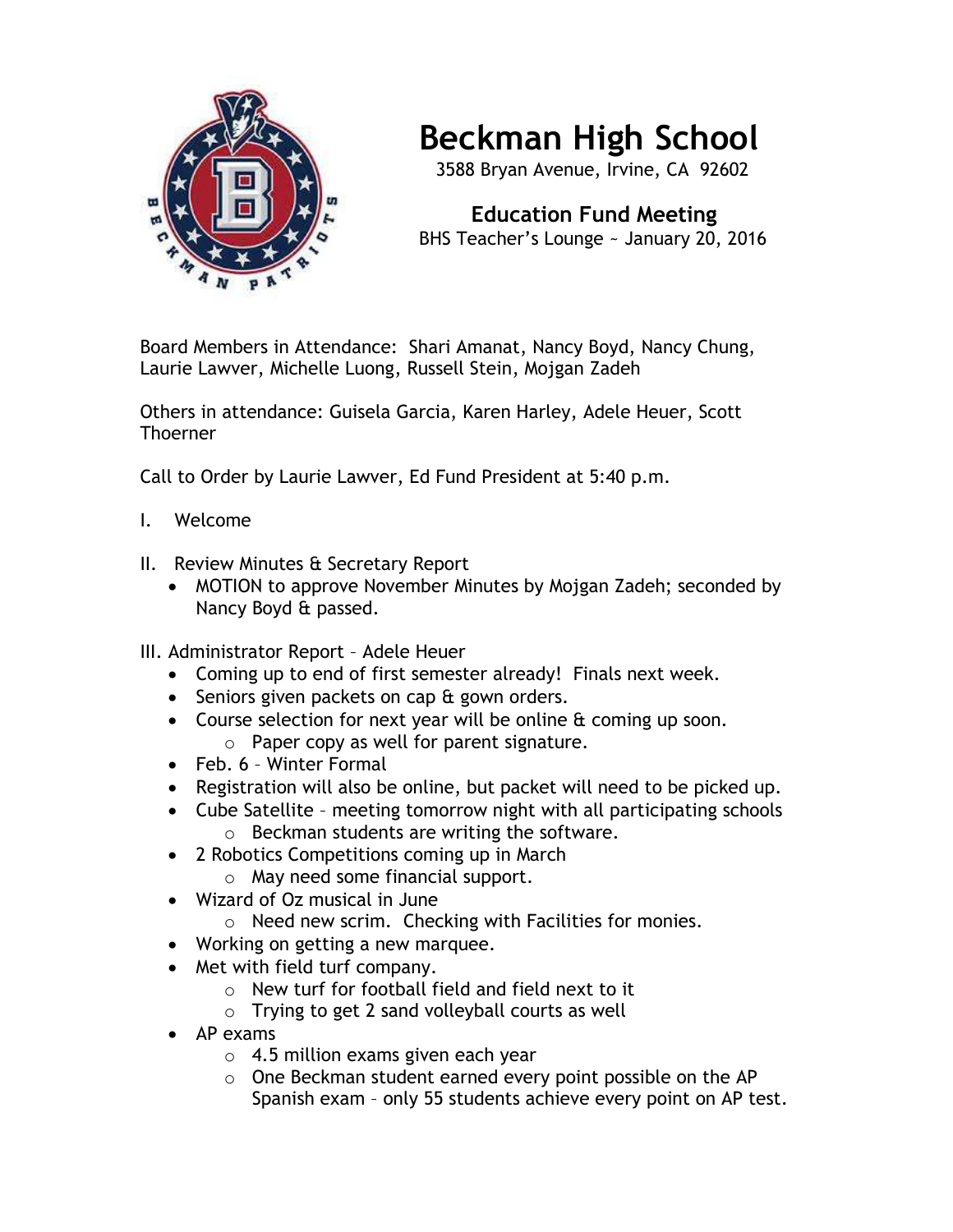# Beckman High School

3588 Bryan Avenue, Irvine, CA 92602

## Education Fund Meeting

BHS Teacher's Lounge ~ January 20, 2016

Board Members in Attendance: Shari Amanat, Nancy Boyd, Nancy Chung, Laurie Lawver, Michelle Luong, Russell Stein, Mojgan Zadeh

Others in attendance: Guisela Garcia, Karen Harley, Adele Heuer, Scott Thoerner

Call to Order by Laurie Lawver, Ed Fund President at 5:40 p.m.

I. Welcome

II. Review Minutes & Secretary Report
- MOTION to approve November Minutes by Mojgan Zadeh; seconded by Nancy Boyd & passed.

III. Administrator Report – Adele Heuer
- Coming up to end of first semester already! Finals next week.
- Seniors given packets on cap & gown orders.
- Course selection for next year will be online & coming up soon.
  - Paper copy as well for parent signature.
- Feb. 6 – Winter Formal
- Registration will also be online, but packet will need to be picked up.
- Cube Satellite – meeting tomorrow night with all participating schools
  - Beckman students are writing the software.
- 2 Robotics Competitions coming up in March
  - May need some financial support.
- Wizard of Oz musical in June
  - Need new scrim. Checking with Facilities for monies.
- Working on getting a new marquee.
- Met with field turf company.
  - New turf for football field and field next to it
  - Trying to get 2 sand volleyball courts as well
- AP exams
  - 4.5 million exams given each year
  - One Beckman student earned every point possible on the AP Spanish exam – only 55 students achieve every point on AP test.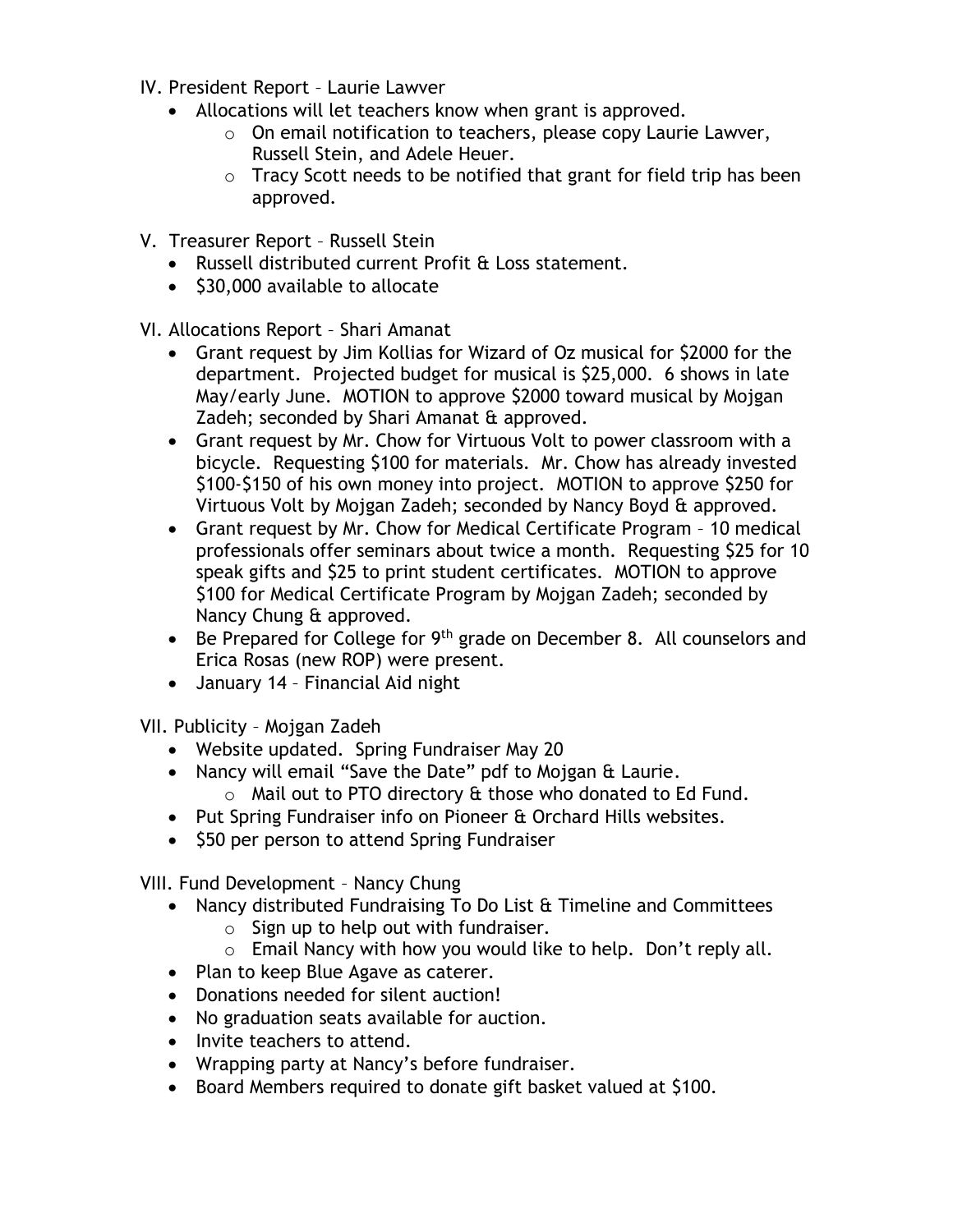IV. President Report – Laurie Lawver

- Allocations will let teachers know when grant is approved.
  - On email notification to teachers, please copy Laurie Lawver, Russell Stein, and Adele Heuer.
  - Tracy Scott needs to be notified that grant for field trip has been approved.

V. Treasurer Report – Russell Stein

- Russell distributed current Profit & Loss statement.
- $30,000 available to allocate

VI. Allocations Report – Shari Amanat

- Grant request by Jim Kollias for Wizard of Oz musical for $2000 for the department. Projected budget for musical is $25,000. 6 shows in late May/early June. MOTION to approve $2000 toward musical by Mojgan Zadeh; seconded by Shari Amanat & approved.
- Grant request by Mr. Chow for Virtuous Volt to power classroom with a bicycle. Requesting $100 for materials. Mr. Chow has already invested $100-$150 of his own money into project. MOTION to approve $250 for Virtuous Volt by Mojgan Zadeh; seconded by Nancy Boyd & approved.
- Grant request by Mr. Chow for Medical Certificate Program – 10 medical professionals offer seminars about twice a month. Requesting $25 for 10 speak gifts and $25 to print student certificates. MOTION to approve $100 for Medical Certificate Program by Mojgan Zadeh; seconded by Nancy Chung & approved.
- Be Prepared for College for 9th grade on December 8. All counselors and Erica Rosas (new ROP) were present.
- January 14 – Financial Aid night

VII. Publicity – Mojgan Zadeh

- Website updated. Spring Fundraiser May 20
- Nancy will email "Save the Date" pdf to Mojgan & Laurie.
  - Mail out to PTO directory & those who donated to Ed Fund.
- Put Spring Fundraiser info on Pioneer & Orchard Hills websites.
- $50 per person to attend Spring Fundraiser

VIII. Fund Development – Nancy Chung

- Nancy distributed Fundraising To Do List & Timeline and Committees
  - Sign up to help out with fundraiser.
  - Email Nancy with how you would like to help. Don't reply all.
- Plan to keep Blue Agave as caterer.
- Donations needed for silent auction!
- No graduation seats available for auction.
- Invite teachers to attend.
- Wrapping party at Nancy's before fundraiser.
- Board Members required to donate gift basket valued at $100.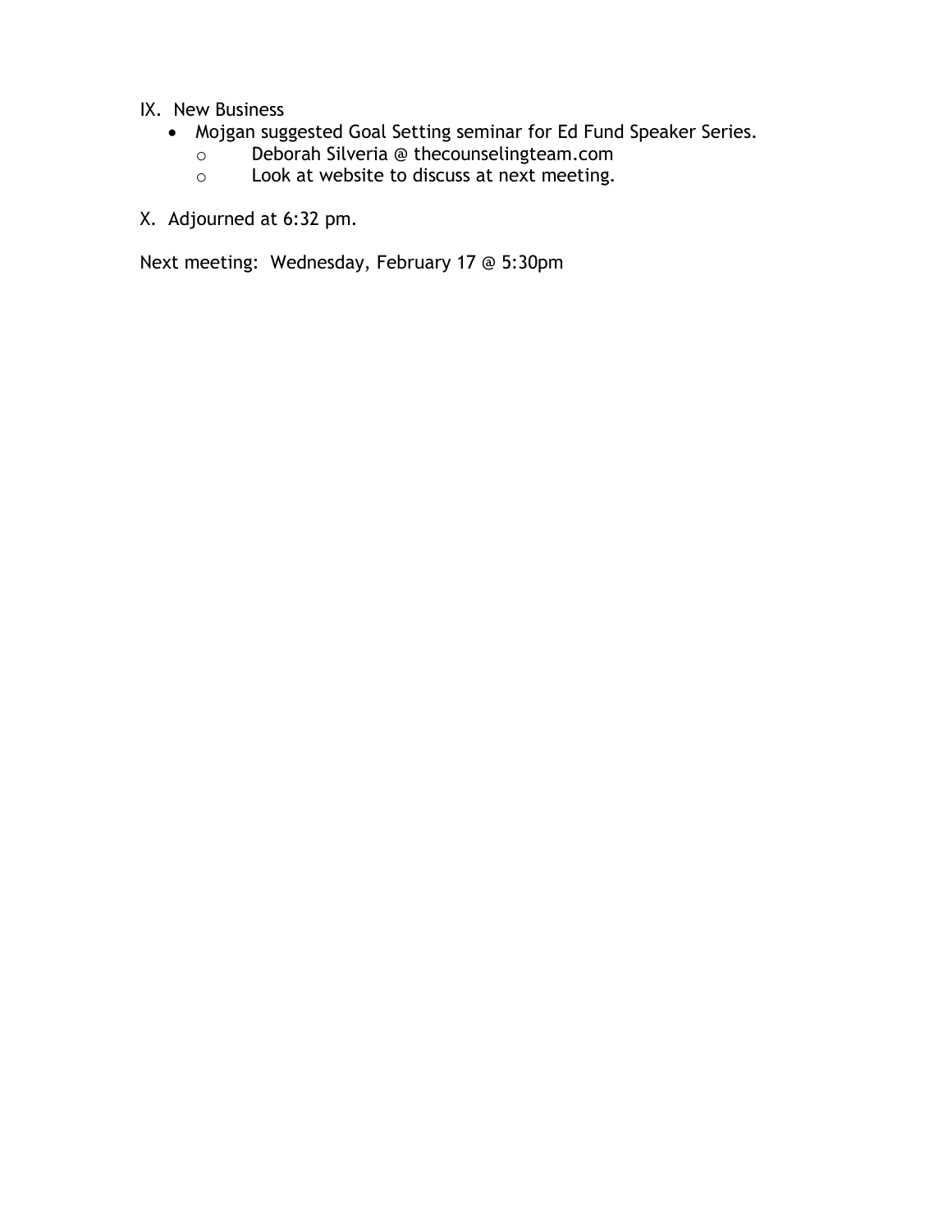IX. New Business

- Mojgan suggested Goal Setting seminar for Ed Fund Speaker Series.
  - Deborah Silveria @ thecounselingteam.com
  - Look at website to discuss at next meeting.

X. Adjourned at 6:32 pm.

Next meeting: Wednesday, February 17 @ 5:30pm